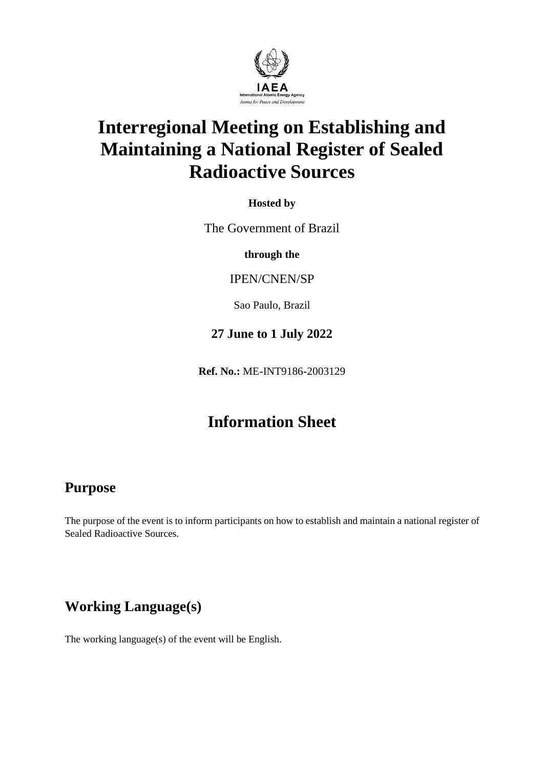IAEA
International Atomic Energy Agency
*Atoms for Peace and Development*

# Interregional Meeting on Establishing and Maintaining a National Register of Sealed Radioactive Sources

**Hosted by**

The Government of Brazil

**through the**

IPEN/CNEN/SP

Sao Paulo, Brazil

**27 June to 1 July 2022**

**Ref. No.:** ME-INT9186-2003129

# Information Sheet

## Purpose

The purpose of the event is to inform participants on how to establish and maintain a national register of Sealed Radioactive Sources.

## Working Language(s)

The working language(s) of the event will be English.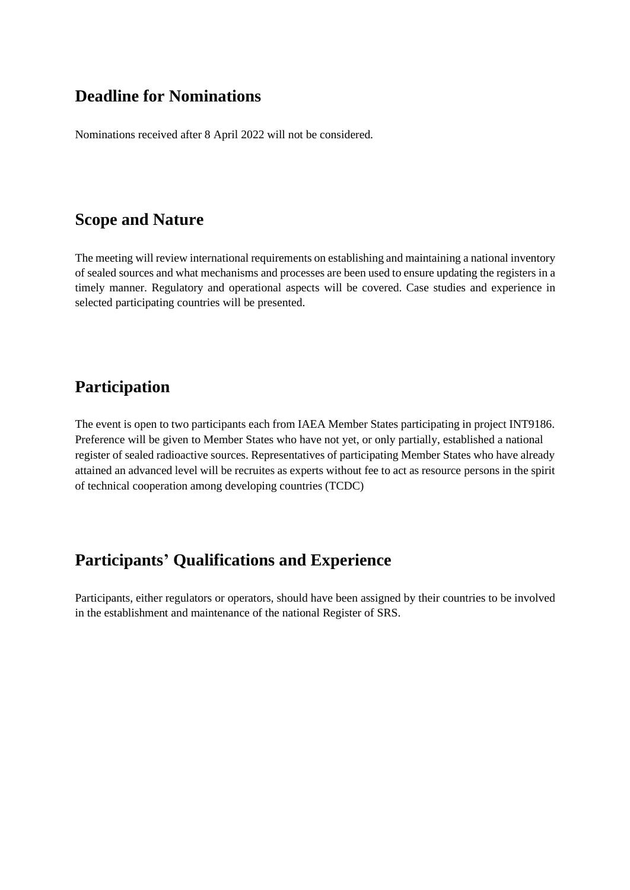## Deadline for Nominations

Nominations received after 8 April 2022 will not be considered.

## Scope and Nature

The meeting will review international requirements on establishing and maintaining a national inventory of sealed sources and what mechanisms and processes are been used to ensure updating the registers in a timely manner. Regulatory and operational aspects will be covered. Case studies and experience in selected participating countries will be presented.

## Participation

The event is open to two participants each from IAEA Member States participating in project INT9186. Preference will be given to Member States who have not yet, or only partially, established a national register of sealed radioactive sources. Representatives of participating Member States who have already attained an advanced level will be recruites as experts without fee to act as resource persons in the spirit of technical cooperation among developing countries (TCDC)

## Participants' Qualifications and Experience

Participants, either regulators or operators, should have been assigned by their countries to be involved in the establishment and maintenance of the national Register of SRS.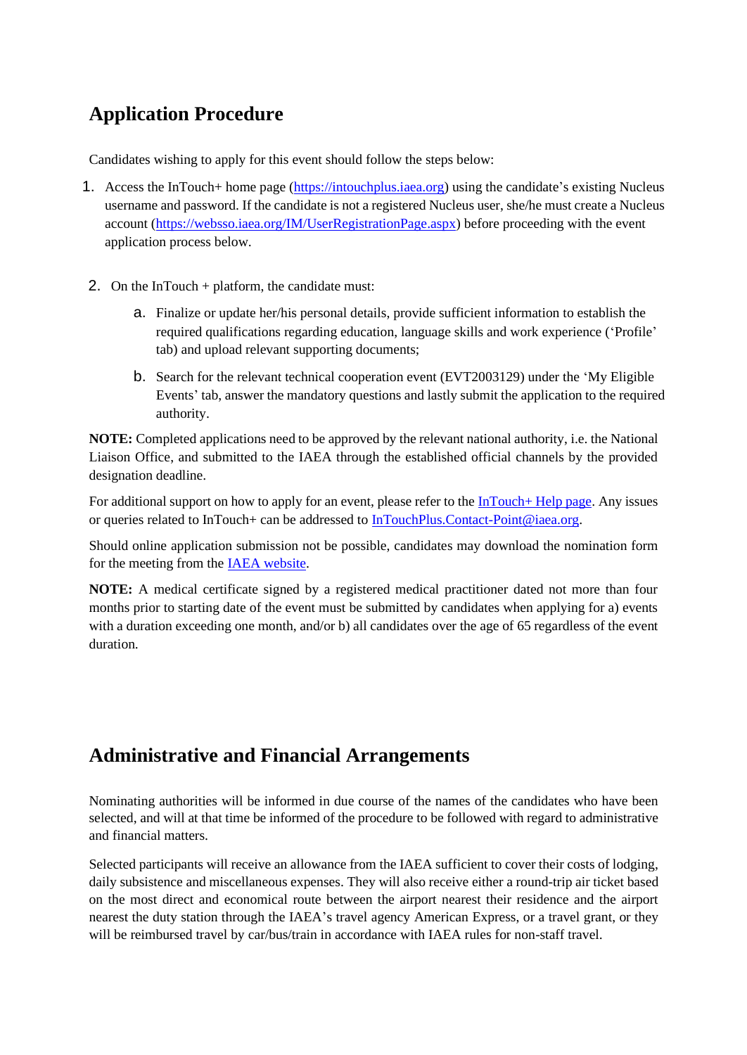## Application Procedure

Candidates wishing to apply for this event should follow the steps below:

1. Access the InTouch+ home page ([https://intouchplus.iaea.org](https://intouchplus.iaea.org)) using the candidate's existing Nucleus username and password. If the candidate is not a registered Nucleus user, she/he must create a Nucleus account ([https://websso.iaea.org/IM/UserRegistrationPage.aspx](https://websso.iaea.org/IM/UserRegistrationPage.aspx)) before proceeding with the event application process below.

2. On the InTouch + platform, the candidate must:

   a. Finalize or update her/his personal details, provide sufficient information to establish the required qualifications regarding education, language skills and work experience ('Profile' tab) and upload relevant supporting documents;

   b. Search for the relevant technical cooperation event (EVT2003129) under the 'My Eligible Events' tab, answer the mandatory questions and lastly submit the application to the required authority.

**NOTE:** Completed applications need to be approved by the relevant national authority, i.e. the National Liaison Office, and submitted to the IAEA through the established official channels by the provided designation deadline.

For additional support on how to apply for an event, please refer to the InTouch+ Help page. Any issues or queries related to InTouch+ can be addressed to InTouchPlus.Contact-Point@iaea.org.

Should online application submission not be possible, candidates may download the nomination form for the meeting from the IAEA website.

**NOTE:** A medical certificate signed by a registered medical practitioner dated not more than four months prior to starting date of the event must be submitted by candidates when applying for a) events with a duration exceeding one month, and/or b) all candidates over the age of 65 regardless of the event duration.

## Administrative and Financial Arrangements

Nominating authorities will be informed in due course of the names of the candidates who have been selected, and will at that time be informed of the procedure to be followed with regard to administrative and financial matters.

Selected participants will receive an allowance from the IAEA sufficient to cover their costs of lodging, daily subsistence and miscellaneous expenses. They will also receive either a round-trip air ticket based on the most direct and economical route between the airport nearest their residence and the airport nearest the duty station through the IAEA's travel agency American Express, or a travel grant, or they will be reimbursed travel by car/bus/train in accordance with IAEA rules for non-staff travel.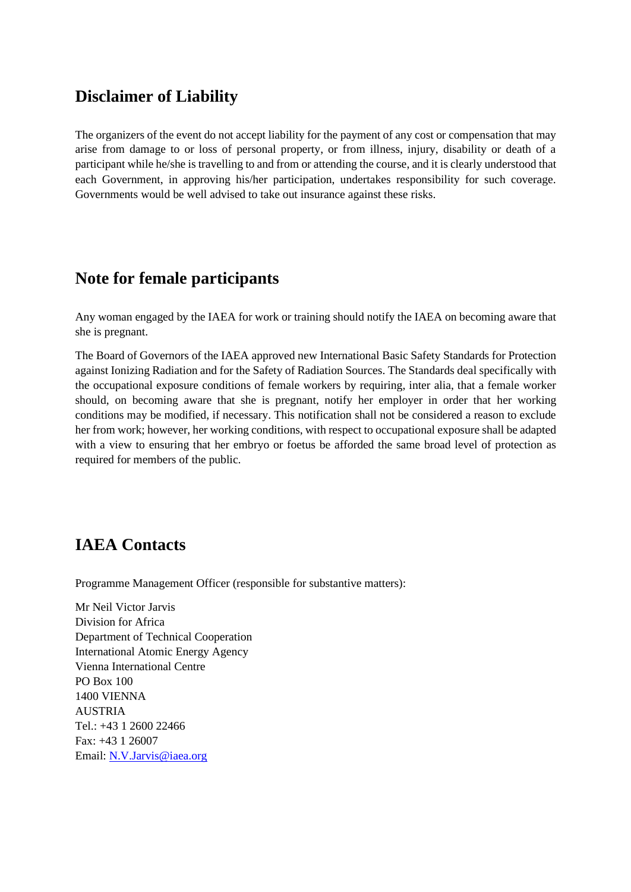## Disclaimer of Liability

The organizers of the event do not accept liability for the payment of any cost or compensation that may arise from damage to or loss of personal property, or from illness, injury, disability or death of a participant while he/she is travelling to and from or attending the course, and it is clearly understood that each Government, in approving his/her participation, undertakes responsibility for such coverage. Governments would be well advised to take out insurance against these risks.

## Note for female participants

Any woman engaged by the IAEA for work or training should notify the IAEA on becoming aware that she is pregnant.

The Board of Governors of the IAEA approved new International Basic Safety Standards for Protection against Ionizing Radiation and for the Safety of Radiation Sources. The Standards deal specifically with the occupational exposure conditions of female workers by requiring, inter alia, that a female worker should, on becoming aware that she is pregnant, notify her employer in order that her working conditions may be modified, if necessary. This notification shall not be considered a reason to exclude her from work; however, her working conditions, with respect to occupational exposure shall be adapted with a view to ensuring that her embryo or foetus be afforded the same broad level of protection as required for members of the public.

## IAEA Contacts

Programme Management Officer (responsible for substantive matters):

Mr Neil Victor Jarvis
Division for Africa
Department of Technical Cooperation
International Atomic Energy Agency
Vienna International Centre
PO Box 100
1400 VIENNA
AUSTRIA
Tel.: +43 1 2600 22466
Fax: +43 1 26007
Email: [N.V.Jarvis@iaea.org](mailto:N.V.Jarvis@iaea.org)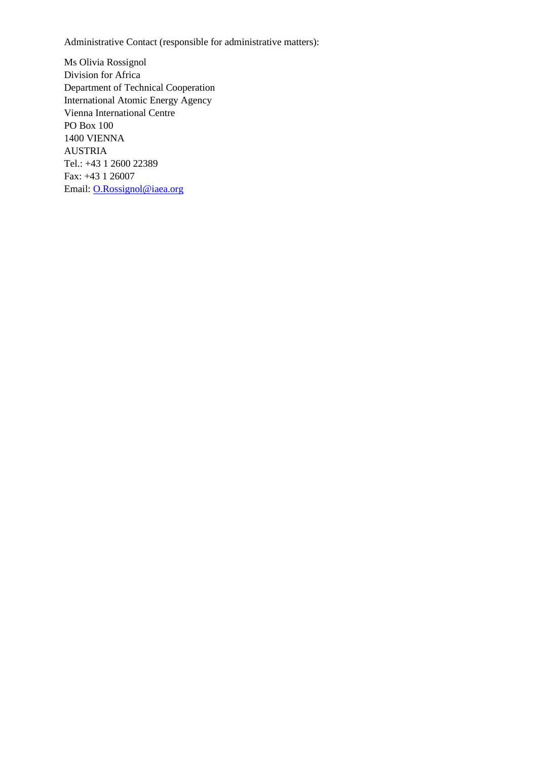Administrative Contact (responsible for administrative matters):

Ms Olivia Rossignol  
Division for Africa  
Department of Technical Cooperation  
International Atomic Energy Agency  
Vienna International Centre  
PO Box 100  
1400 VIENNA  
AUSTRIA  
Tel.: +43 1 2600 22389  
Fax: +43 1 26007  
Email: O.Rossignol@iaea.org